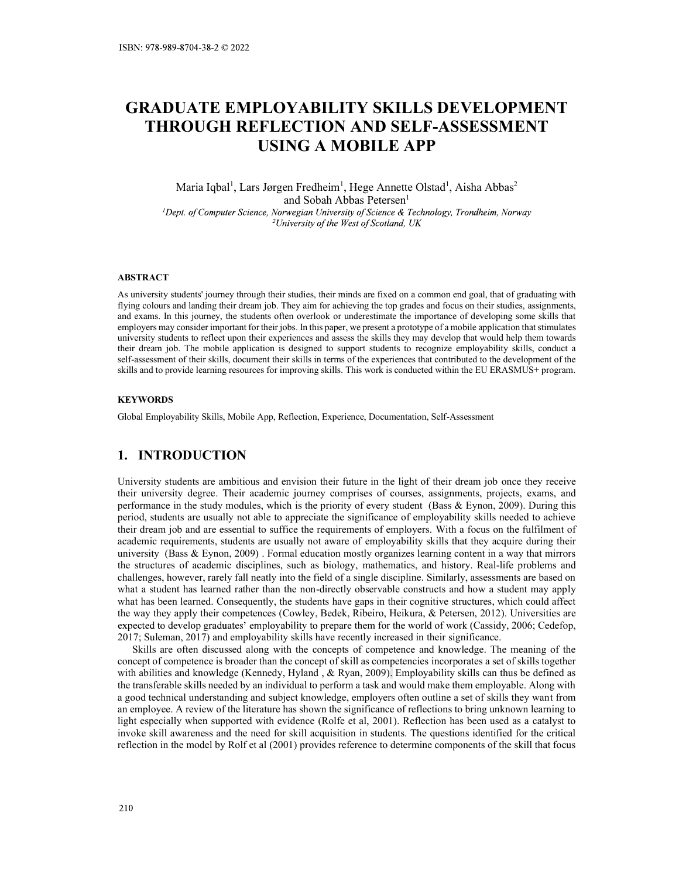ISBN: 978-989-8704-38-2 © 2022

# GRADUATE EMPLOYABILITY SKILLS DEVELOPMENT THROUGH REFLECTION AND SELF-ASSESSMENT USING A MOBILE APP

Maria Iqbal[1], Lars Jørgen Fredheim[1], Hege Annette Olstad[1], Aisha Abbas[2] and Sobah Abbas Petersen[1]

[1]*Dept. of Computer Science, Norwegian University of Science & Technology, Trondheim, Norway*
[2]*University of the West of Scotland, UK*

### ABSTRACT

As university students' journey through their studies, their minds are fixed on a common end goal, that of graduating with flying colours and landing their dream job. They aim for achieving the top grades and focus on their studies, assignments, and exams. In this journey, the students often overlook or underestimate the importance of developing some skills that employers may consider important for their jobs. In this paper, we present a prototype of a mobile application that stimulates university students to reflect upon their experiences and assess the skills they may develop that would help them towards their dream job. The mobile application is designed to support students to recognize employability skills, conduct a self-assessment of their skills, document their skills in terms of the experiences that contributed to the development of the skills and to provide learning resources for improving skills. This work is conducted within the EU ERASMUS+ program.

### KEYWORDS

Global Employability Skills, Mobile App, Reflection, Experience, Documentation, Self-Assessment

## 1. INTRODUCTION

University students are ambitious and envision their future in the light of their dream job once they receive their university degree. Their academic journey comprises of courses, assignments, projects, exams, and performance in the study modules, which is the priority of every student (Bass & Eynon, 2009). During this period, students are usually not able to appreciate the significance of employability skills needed to achieve their dream job and are essential to suffice the requirements of employers. With a focus on the fulfilment of academic requirements, students are usually not aware of employability skills that they acquire during their university (Bass & Eynon, 2009) . Formal education mostly organizes learning content in a way that mirrors the structures of academic disciplines, such as biology, mathematics, and history. Real-life problems and challenges, however, rarely fall neatly into the field of a single discipline. Similarly, assessments are based on what a student has learned rather than the non-directly observable constructs and how a student may apply what has been learned. Consequently, the students have gaps in their cognitive structures, which could affect the way they apply their competences (Cowley, Bedek, Ribeiro, Heikura, & Petersen, 2012). Universities are expected to develop graduates' employability to prepare them for the world of work (Cassidy, 2006; Cedefop, 2017; Suleman, 2017) and employability skills have recently increased in their significance.

Skills are often discussed along with the concepts of competence and knowledge. The meaning of the concept of competence is broader than the concept of skill as competencies incorporates a set of skills together with abilities and knowledge (Kennedy, Hyland , & Ryan, 2009). Employability skills can thus be defined as the transferable skills needed by an individual to perform a task and would make them employable. Along with a good technical understanding and subject knowledge, employers often outline a set of skills they want from an employee. A review of the literature has shown the significance of reflections to bring unknown learning to light especially when supported with evidence (Rolfe et al, 2001). Reflection has been used as a catalyst to invoke skill awareness and the need for skill acquisition in students. The questions identified for the critical reflection in the model by Rolf et al (2001) provides reference to determine components of the skill that focus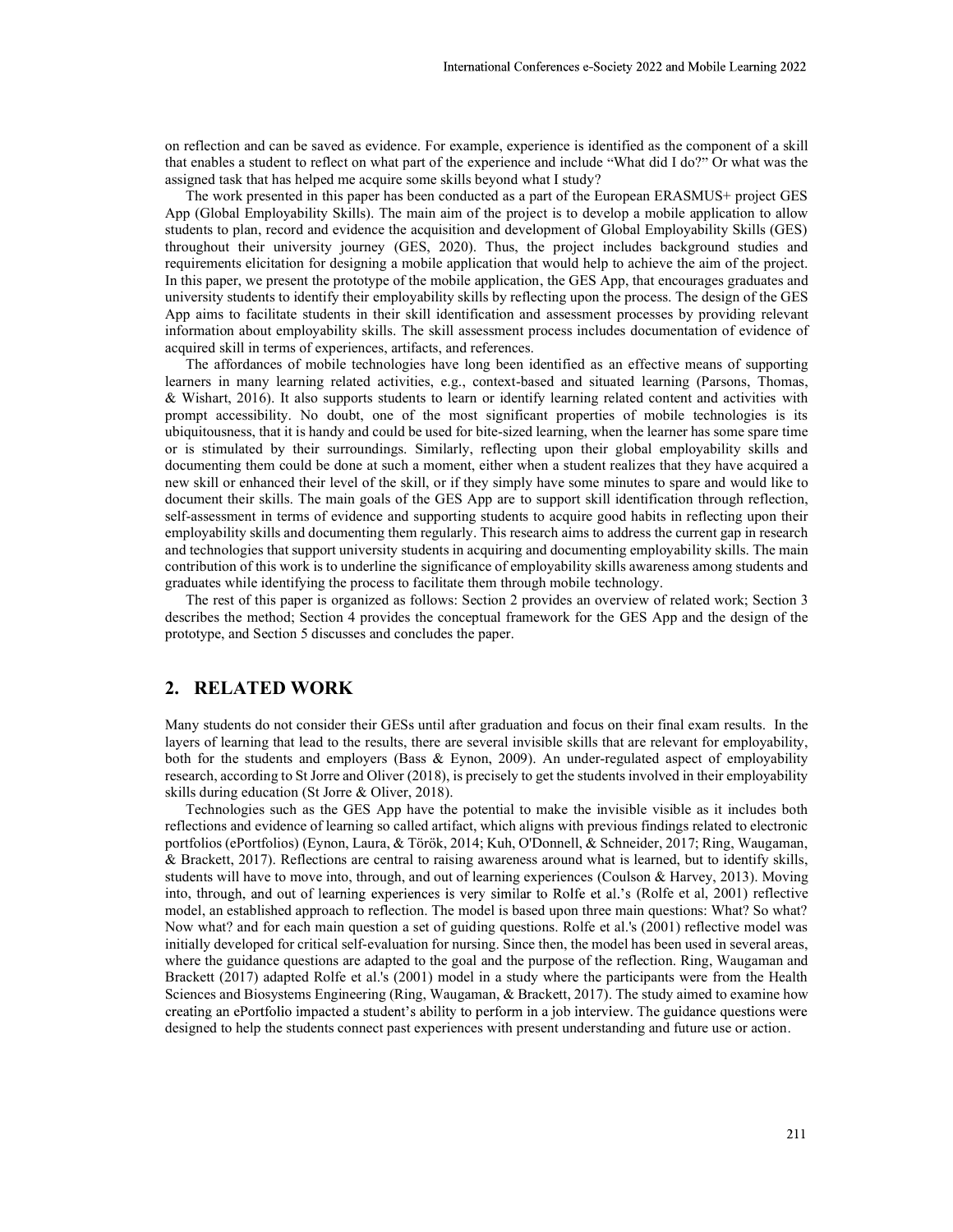on reflection and can be saved as evidence. For example, experience is identified as the component of a skill that enables a student to reflect on what part of the experience and include "What did I do?" Or what was the assigned task that has helped me acquire some skills beyond what I study?

The work presented in this paper has been conducted as a part of the European ERASMUS+ project GES App (Global Employability Skills). The main aim of the project is to develop a mobile application to allow students to plan, record and evidence the acquisition and development of Global Employability Skills (GES) throughout their university journey (GES, 2020). Thus, the project includes background studies and requirements elicitation for designing a mobile application that would help to achieve the aim of the project. In this paper, we present the prototype of the mobile application, the GES App, that encourages graduates and university students to identify their employability skills by reflecting upon the process. The design of the GES App aims to facilitate students in their skill identification and assessment processes by providing relevant information about employability skills. The skill assessment process includes documentation of evidence of acquired skill in terms of experiences, artifacts, and references.

The affordances of mobile technologies have long been identified as an effective means of supporting learners in many learning related activities, e.g., context-based and situated learning (Parsons, Thomas, & Wishart, 2016). It also supports students to learn or identify learning related content and activities with prompt accessibility. No doubt, one of the most significant properties of mobile technologies is its ubiquitousness, that it is handy and could be used for bite-sized learning, when the learner has some spare time or is stimulated by their surroundings. Similarly, reflecting upon their global employability skills and documenting them could be done at such a moment, either when a student realizes that they have acquired a new skill or enhanced their level of the skill, or if they simply have some minutes to spare and would like to document their skills. The main goals of the GES App are to support skill identification through reflection, self-assessment in terms of evidence and supporting students to acquire good habits in reflecting upon their employability skills and documenting them regularly. This research aims to address the current gap in research and technologies that support university students in acquiring and documenting employability skills. The main contribution of this work is to underline the significance of employability skills awareness among students and graduates while identifying the process to facilitate them through mobile technology.

The rest of this paper is organized as follows: Section 2 provides an overview of related work; Section 3 describes the method; Section 4 provides the conceptual framework for the GES App and the design of the prototype, and Section 5 discusses and concludes the paper.

## 2. RELATED WORK

Many students do not consider their GESs until after graduation and focus on their final exam results. In the layers of learning that lead to the results, there are several invisible skills that are relevant for employability, both for the students and employers (Bass & Eynon, 2009). An under-regulated aspect of employability research, according to St Jorre and Oliver (2018), is precisely to get the students involved in their employability skills during education (St Jorre & Oliver, 2018).

Technologies such as the GES App have the potential to make the invisible visible as it includes both reflections and evidence of learning so called artifact, which aligns with previous findings related to electronic portfolios (ePortfolios) (Eynon, Laura, & Török, 2014; Kuh, O'Donnell, & Schneider, 2017; Ring, Waugaman, & Brackett, 2017). Reflections are central to raising awareness around what is learned, but to identify skills, students will have to move into, through, and out of learning experiences (Coulson & Harvey, 2013). Moving into, through, and out of learning experiences is very similar to Rolfe et al.'s (Rolfe et al, 2001) reflective model, an established approach to reflection. The model is based upon three main questions: What? So what? Now what? and for each main question a set of guiding questions. Rolfe et al.'s (2001) reflective model was initially developed for critical self-evaluation for nursing. Since then, the model has been used in several areas, where the guidance questions are adapted to the goal and the purpose of the reflection. Ring, Waugaman and Brackett (2017) adapted Rolfe et al.'s (2001) model in a study where the participants were from the Health Sciences and Biosystems Engineering (Ring, Waugaman, & Brackett, 2017). The study aimed to examine how creating an ePortfolio impacted a student's ability to perform in a job interview. The guidance questions were designed to help the students connect past experiences with present understanding and future use or action.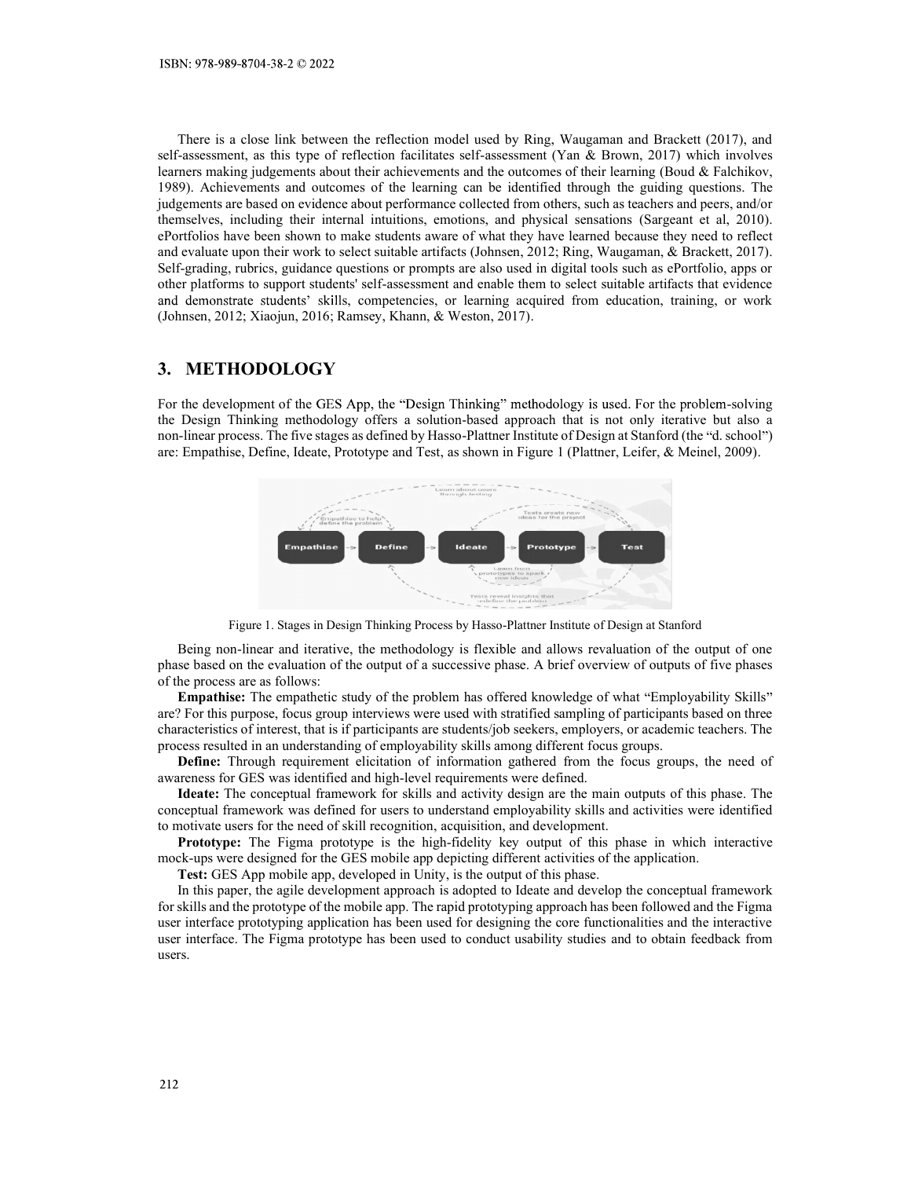There is a close link between the reflection model used by Ring, Waugaman and Brackett (2017), and self-assessment, as this type of reflection facilitates self-assessment (Yan & Brown, 2017) which involves learners making judgements about their achievements and the outcomes of their learning (Boud & Falchikov, 1989). Achievements and outcomes of the learning can be identified through the guiding questions. The judgements are based on evidence about performance collected from others, such as teachers and peers, and/or themselves, including their internal intuitions, emotions, and physical sensations (Sargeant et al, 2010). ePortfolios have been shown to make students aware of what they have learned because they need to reflect and evaluate upon their work to select suitable artifacts (Johnsen, 2012; Ring, Waugaman, & Brackett, 2017). Self-grading, rubrics, guidance questions or prompts are also used in digital tools such as ePortfolio, apps or other platforms to support students' self-assessment and enable them to select suitable artifacts that evidence and demonstrate students' skills, competencies, or learning acquired from education, training, or work (Johnsen, 2012; Xiaojun, 2016; Ramsey, Khann, & Weston, 2017).

## 3. METHODOLOGY

For the development of the GES App, the "Design Thinking" methodology is used. For the problem-solving the Design Thinking methodology offers a solution-based approach that is not only iterative but also a non-linear process. The five stages as defined by Hasso-Plattner Institute of Design at Stanford (the "d. school") are: Empathise, Define, Ideate, Prototype and Test, as shown in Figure 1 (Plattner, Leifer, & Meinel, 2009).

Figure 1. Stages in Design Thinking Process by Hasso-Plattner Institute of Design at Stanford

Being non-linear and iterative, the methodology is flexible and allows revaluation of the output of one phase based on the evaluation of the output of a successive phase. A brief overview of outputs of five phases of the process are as follows:

**Empathise:** The empathetic study of the problem has offered knowledge of what "Employability Skills" are? For this purpose, focus group interviews were used with stratified sampling of participants based on three characteristics of interest, that is if participants are students/job seekers, employers, or academic teachers. The process resulted in an understanding of employability skills among different focus groups.

**Define:** Through requirement elicitation of information gathered from the focus groups, the need of awareness for GES was identified and high-level requirements were defined.

**Ideate:** The conceptual framework for skills and activity design are the main outputs of this phase. The conceptual framework was defined for users to understand employability skills and activities were identified to motivate users for the need of skill recognition, acquisition, and development.

**Prototype:** The Figma prototype is the high-fidelity key output of this phase in which interactive mock-ups were designed for the GES mobile app depicting different activities of the application.

**Test:** GES App mobile app, developed in Unity, is the output of this phase.

In this paper, the agile development approach is adopted to Ideate and develop the conceptual framework for skills and the prototype of the mobile app. The rapid prototyping approach has been followed and the Figma user interface prototyping application has been used for designing the core functionalities and the interactive user interface. The Figma prototype has been used to conduct usability studies and to obtain feedback from users.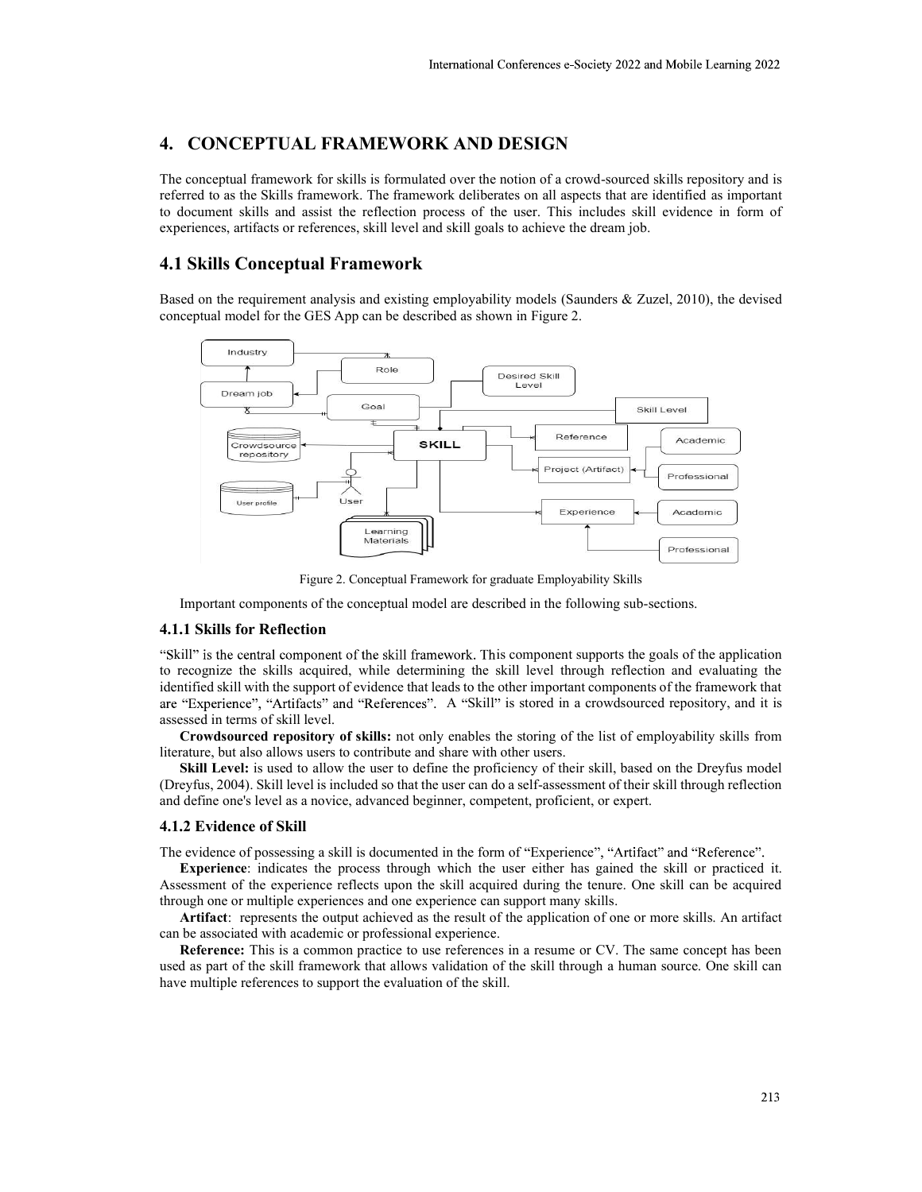## 4. CONCEPTUAL FRAMEWORK AND DESIGN

The conceptual framework for skills is formulated over the notion of a crowd-sourced skills repository and is referred to as the Skills framework. The framework deliberates on all aspects that are identified as important to document skills and assist the reflection process of the user. This includes skill evidence in form of experiences, artifacts or references, skill level and skill goals to achieve the dream job.

## 4.1 Skills Conceptual Framework

Based on the requirement analysis and existing employability models (Saunders & Zuzel, 2010), the devised conceptual model for the GES App can be described as shown in Figure 2.

Figure 2. Conceptual Framework for graduate Employability Skills

Important components of the conceptual model are described in the following sub-sections.

### 4.1.1 Skills for Reflection

"Skill" is the central component of the skill framework. This component supports the goals of the application to recognize the skills acquired, while determining the skill level through reflection and evaluating the identified skill with the support of evidence that leads to the other important components of the framework that are "Experience", "Artifacts" and "References". A "Skill" is stored in a crowdsourced repository, and it is assessed in terms of skill level.

**Crowdsourced repository of skills:** not only enables the storing of the list of employability skills from literature, but also allows users to contribute and share with other users.

**Skill Level:** is used to allow the user to define the proficiency of their skill, based on the Dreyfus model (Dreyfus, 2004). Skill level is included so that the user can do a self-assessment of their skill through reflection and define one's level as a novice, advanced beginner, competent, proficient, or expert.

### 4.1.2 Evidence of Skill

The evidence of possessing a skill is documented in the form of "Experience", "Artifact" and "Reference".

**Experience**: indicates the process through which the user either has gained the skill or practiced it. Assessment of the experience reflects upon the skill acquired during the tenure. One skill can be acquired through one or multiple experiences and one experience can support many skills.

**Artifact**: represents the output achieved as the result of the application of one or more skills. An artifact can be associated with academic or professional experience.

**Reference:** This is a common practice to use references in a resume or CV. The same concept has been used as part of the skill framework that allows validation of the skill through a human source. One skill can have multiple references to support the evaluation of the skill.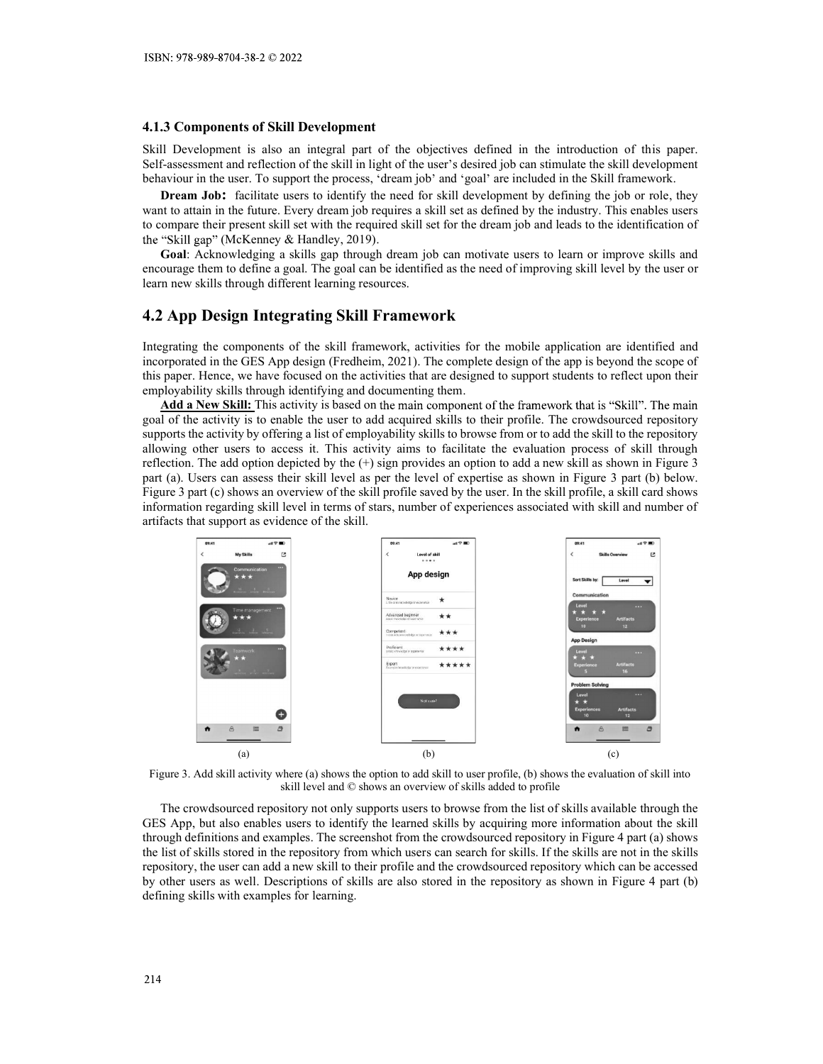### 4.1.3 Components of Skill Development

Skill Development is also an integral part of the objectives defined in the introduction of this paper. Self-assessment and reflection of the skill in light of the user's desired job can stimulate the skill development behaviour in the user. To support the process, 'dream job' and 'goal' are included in the Skill framework.

**Dream Job:** facilitate users to identify the need for skill development by defining the job or role, they want to attain in the future. Every dream job requires a skill set as defined by the industry. This enables users to compare their present skill set with the required skill set for the dream job and leads to the identification of the "Skill gap" (McKenney & Handley, 2019).

**Goal**: Acknowledging a skills gap through dream job can motivate users to learn or improve skills and encourage them to define a goal. The goal can be identified as the need of improving skill level by the user or learn new skills through different learning resources.

## 4.2 App Design Integrating Skill Framework

Integrating the components of the skill framework, activities for the mobile application are identified and incorporated in the GES App design (Fredheim, 2021). The complete design of the app is beyond the scope of this paper. Hence, we have focused on the activities that are designed to support students to reflect upon their employability skills through identifying and documenting them.

**Add a New Skill:** This activity is based on the main component of the framework that is "Skill". The main goal of the activity is to enable the user to add acquired skills to their profile. The crowdsourced repository supports the activity by offering a list of employability skills to browse from or to add the skill to the repository allowing other users to access it. This activity aims to facilitate the evaluation process of skill through reflection. The add option depicted by the (+) sign provides an option to add a new skill as shown in Figure 3 part (a). Users can assess their skill level as per the level of expertise as shown in Figure 3 part (b) below. Figure 3 part (c) shows an overview of the skill profile saved by the user. In the skill profile, a skill card shows information regarding skill level in terms of stars, number of experiences associated with skill and number of artifacts that support as evidence of the skill.

(a) (b) (c)

Figure 3. Add skill activity where (a) shows the option to add skill to user profile, (b) shows the evaluation of skill into skill level and © shows an overview of skills added to profile

The crowdsourced repository not only supports users to browse from the list of skills available through the GES App, but also enables users to identify the learned skills by acquiring more information about the skill through definitions and examples. The screenshot from the crowdsourced repository in Figure 4 part (a) shows the list of skills stored in the repository from which users can search for skills. If the skills are not in the skills repository, the user can add a new skill to their profile and the crowdsourced repository which can be accessed by other users as well. Descriptions of skills are also stored in the repository as shown in Figure 4 part (b) defining skills with examples for learning.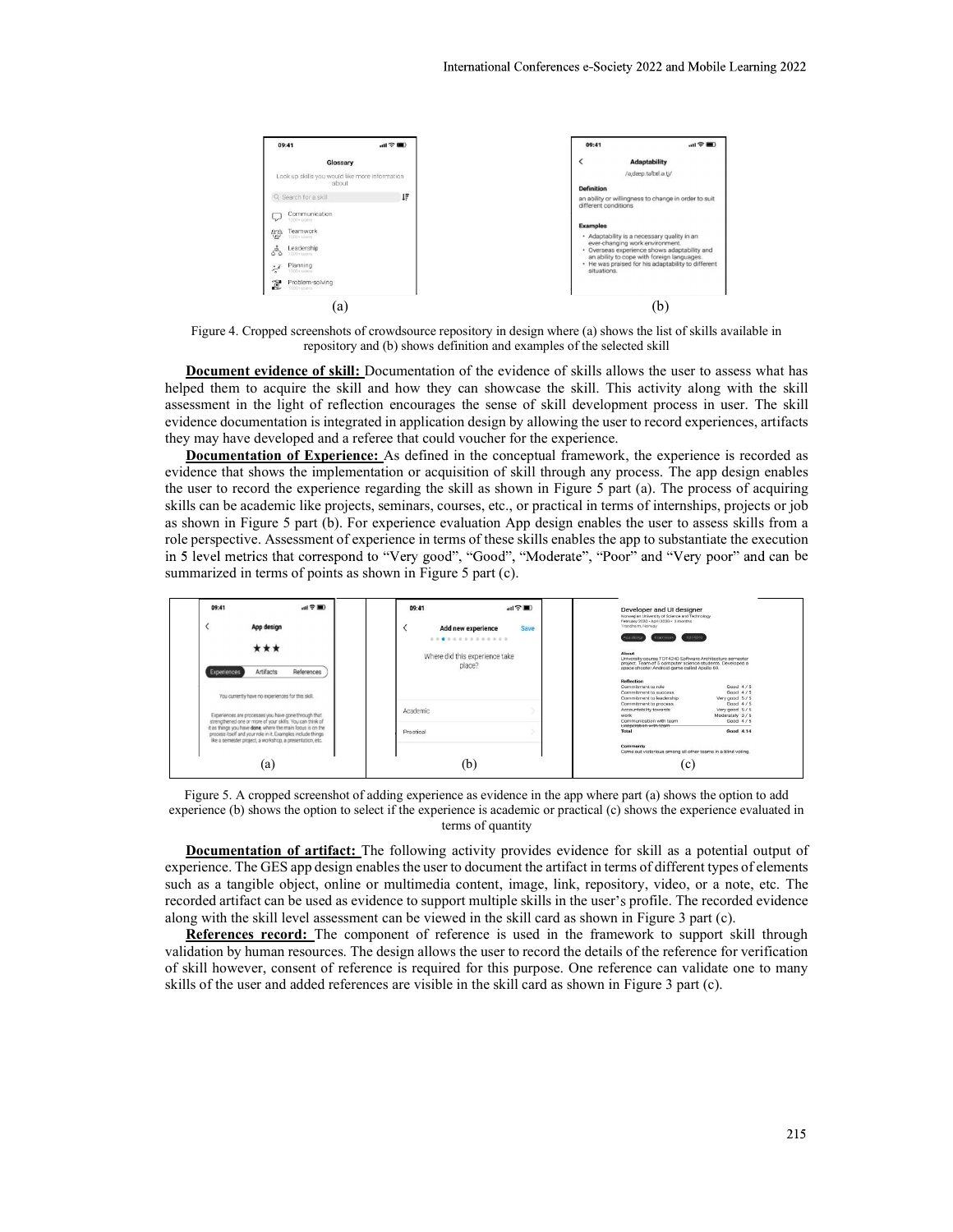(a) (b)

Figure 4. Cropped screenshots of crowdsource repository in design where (a) shows the list of skills available in repository and (b) shows definition and examples of the selected skill

**Document evidence of skill:** Documentation of the evidence of skills allows the user to assess what has helped them to acquire the skill and how they can showcase the skill. This activity along with the skill assessment in the light of reflection encourages the sense of skill development process in user. The skill evidence documentation is integrated in application design by allowing the user to record experiences, artifacts they may have developed and a referee that could voucher for the experience.

**Documentation of Experience:** As defined in the conceptual framework, the experience is recorded as evidence that shows the implementation or acquisition of skill through any process. The app design enables the user to record the experience regarding the skill as shown in Figure 5 part (a). The process of acquiring skills can be academic like projects, seminars, courses, etc., or practical in terms of internships, projects or job as shown in Figure 5 part (b). For experience evaluation App design enables the user to assess skills from a role perspective. Assessment of experience in terms of these skills enables the app to substantiate the execution in 5 level metrics that correspond to "Very good", "Good", "Moderate", "Poor" and "Very poor" and can be summarized in terms of points as shown in Figure 5 part (c).

(a) (b) (c)

Figure 5. A cropped screenshot of adding experience as evidence in the app where part (a) shows the option to add experience (b) shows the option to select if the experience is academic or practical (c) shows the experience evaluated in terms of quantity

**Documentation of artifact:** The following activity provides evidence for skill as a potential output of experience. The GES app design enables the user to document the artifact in terms of different types of elements such as a tangible object, online or multimedia content, image, link, repository, video, or a note, etc. The recorded artifact can be used as evidence to support multiple skills in the user's profile. The recorded evidence along with the skill level assessment can be viewed in the skill card as shown in Figure 3 part (c).

**References record:** The component of reference is used in the framework to support skill through validation by human resources. The design allows the user to record the details of the reference for verification of skill however, consent of reference is required for this purpose. One reference can validate one to many skills of the user and added references are visible in the skill card as shown in Figure 3 part (c).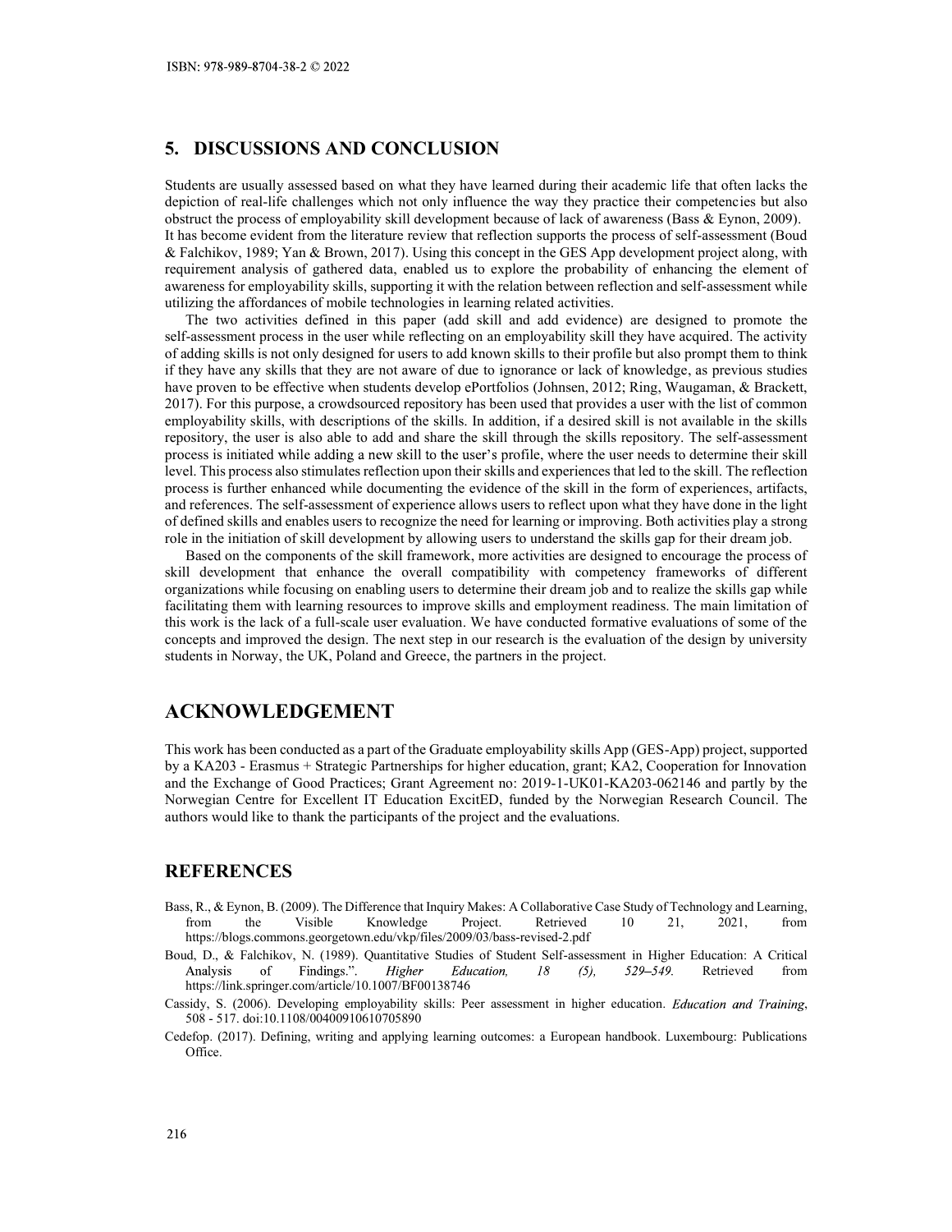## 5. DISCUSSIONS AND CONCLUSION

Students are usually assessed based on what they have learned during their academic life that often lacks the depiction of real-life challenges which not only influence the way they practice their competencies but also obstruct the process of employability skill development because of lack of awareness (Bass & Eynon, 2009). It has become evident from the literature review that reflection supports the process of self-assessment (Boud & Falchikov, 1989; Yan & Brown, 2017). Using this concept in the GES App development project along, with requirement analysis of gathered data, enabled us to explore the probability of enhancing the element of awareness for employability skills, supporting it with the relation between reflection and self-assessment while utilizing the affordances of mobile technologies in learning related activities.

The two activities defined in this paper (add skill and add evidence) are designed to promote the self-assessment process in the user while reflecting on an employability skill they have acquired. The activity of adding skills is not only designed for users to add known skills to their profile but also prompt them to think if they have any skills that they are not aware of due to ignorance or lack of knowledge, as previous studies have proven to be effective when students develop ePortfolios (Johnsen, 2012; Ring, Waugaman, & Brackett, 2017). For this purpose, a crowdsourced repository has been used that provides a user with the list of common employability skills, with descriptions of the skills. In addition, if a desired skill is not available in the skills repository, the user is also able to add and share the skill through the skills repository. The self-assessment process is initiated while adding a new skill to the user's profile, where the user needs to determine their skill level. This process also stimulates reflection upon their skills and experiences that led to the skill. The reflection process is further enhanced while documenting the evidence of the skill in the form of experiences, artifacts, and references. The self-assessment of experience allows users to reflect upon what they have done in the light of defined skills and enables users to recognize the need for learning or improving. Both activities play a strong role in the initiation of skill development by allowing users to understand the skills gap for their dream job.

Based on the components of the skill framework, more activities are designed to encourage the process of skill development that enhance the overall compatibility with competency frameworks of different organizations while focusing on enabling users to determine their dream job and to realize the skills gap while facilitating them with learning resources to improve skills and employment readiness. The main limitation of this work is the lack of a full-scale user evaluation. We have conducted formative evaluations of some of the concepts and improved the design. The next step in our research is the evaluation of the design by university students in Norway, the UK, Poland and Greece, the partners in the project.

## ACKNOWLEDGEMENT

This work has been conducted as a part of the Graduate employability skills App (GES-App) project, supported by a KA203 - Erasmus + Strategic Partnerships for higher education, grant; KA2, Cooperation for Innovation and the Exchange of Good Practices; Grant Agreement no: 2019-1-UK01-KA203-062146 and partly by the Norwegian Centre for Excellent IT Education ExcitED, funded by the Norwegian Research Council. The authors would like to thank the participants of the project and the evaluations.

## REFERENCES

Bass, R., & Eynon, B. (2009). The Difference that Inquiry Makes: A Collaborative Case Study of Technology and Learning, from the Visible Knowledge Project. Retrieved 10 21, 2021, from https://blogs.commons.georgetown.edu/vkp/files/2009/03/bass-revised-2.pdf

Boud, D., & Falchikov, N. (1989). Quantitative Studies of Student Self-assessment in Higher Education: A Critical Analysis of Findings.". *Higher Education, 18 (5), 529–549.* Retrieved from https://link.springer.com/article/10.1007/BF00138746

Cassidy, S. (2006). Developing employability skills: Peer assessment in higher education. *Education and Training*, 508 - 517. doi:10.1108/00400910610705890

Cedefop. (2017). Defining, writing and applying learning outcomes: a European handbook. Luxembourg: Publications Office.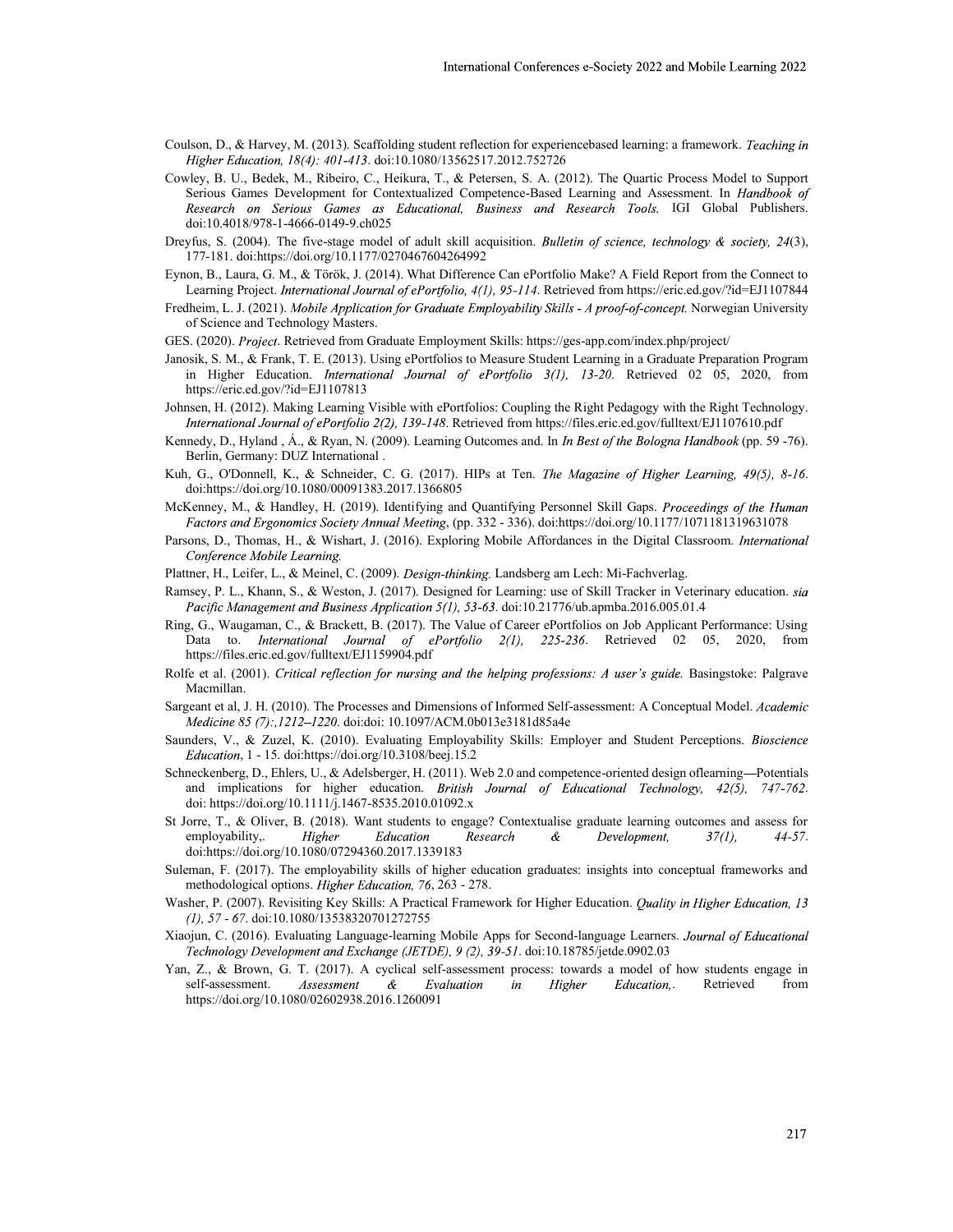Coulson, D., & Harvey, M. (2013). Scaffolding student reflection for experiencebased learning: a framework. *Teaching in Higher Education, 18(4): 401-413*. doi:10.1080/13562517.2012.752726

Cowley, B. U., Bedek, M., Ribeiro, C., Heikura, T., & Petersen, S. A. (2012). The Quartic Process Model to Support Serious Games Development for Contextualized Competence-Based Learning and Assessment. In *Handbook of Research on Serious Games as Educational, Business and Research Tools.* IGI Global Publishers. doi:10.4018/978-1-4666-0149-9.ch025

Dreyfus, S. (2004). The five-stage model of adult skill acquisition. *Bulletin of science, technology & society, 24*(3), 177-181. doi:https://doi.org/10.1177/0270467604264992

Eynon, B., Laura, G. M., & Török, J. (2014). What Difference Can ePortfolio Make? A Field Report from the Connect to Learning Project. *International Journal of ePortfolio, 4(1), 95-114*. Retrieved from https://eric.ed.gov/?id=EJ1107844

Fredheim, L. J. (2021). *Mobile Application for Graduate Employability Skills - A proof-of-concept.* Norwegian University of Science and Technology Masters.

GES. (2020). *Project*. Retrieved from Graduate Employment Skills: https://ges-app.com/index.php/project/

Janosik, S. M., & Frank, T. E. (2013). Using ePortfolios to Measure Student Learning in a Graduate Preparation Program in Higher Education. *International Journal of ePortfolio 3(1), 13-20*. Retrieved 02 05, 2020, from https://eric.ed.gov/?id=EJ1107813

Johnsen, H. (2012). Making Learning Visible with ePortfolios: Coupling the Right Pedagogy with the Right Technology. *International Journal of ePortfolio 2(2), 139-148*. Retrieved from https://files.eric.ed.gov/fulltext/EJ1107610.pdf

Kennedy, D., Hyland , Á., & Ryan, N. (2009). Learning Outcomes and. In *In Best of the Bologna Handbook* (pp. 59 -76). Berlin, Germany: DUZ International .

Kuh, G., O'Donnell, K., & Schneider, C. G. (2017). HIPs at Ten. *The Magazine of Higher Learning, 49(5), 8-16*. doi:https://doi.org/10.1080/00091383.2017.1366805

McKenney, M., & Handley, H. (2019). Identifying and Quantifying Personnel Skill Gaps. *Proceedings of the Human Factors and Ergonomics Society Annual Meeting*, (pp. 332 - 336). doi:https://doi.org/10.1177/1071181319631078

Parsons, D., Thomas, H., & Wishart, J. (2016). Exploring Mobile Affordances in the Digital Classroom. *International Conference Mobile Learning.*

Plattner, H., Leifer, L., & Meinel, C. (2009). *Design-thinking.* Landsberg am Lech: Mi-Fachverlag.

Ramsey, P. L., Khann, S., & Weston, J. (2017). Designed for Learning: use of Skill Tracker in Veterinary education. *sia Pacific Management and Business Application 5(1), 53-63*. doi:10.21776/ub.apmba.2016.005.01.4

Ring, G., Waugaman, C., & Brackett, B. (2017). The Value of Career ePortfolios on Job Applicant Performance: Using Data to. *International Journal of ePortfolio 2(1), 225-236*. Retrieved 02 05, 2020, from https://files.eric.ed.gov/fulltext/EJ1159904.pdf

Rolfe et al. (2001). *Critical reflection for nursing and the helping professions: A user's guide.* Basingstoke: Palgrave Macmillan.

Sargeant et al, J. H. (2010). The Processes and Dimensions of Informed Self-assessment: A Conceptual Model. *Academic Medicine 85 (7):,1212–1220*. doi:doi: 10.1097/ACM.0b013e3181d85a4e

Saunders, V., & Zuzel, K. (2010). Evaluating Employability Skills: Employer and Student Perceptions. *Bioscience Education*, 1 - 15. doi:https://doi.org/10.3108/beej.15.2

Schneckenberg, D., Ehlers, U., & Adelsberger, H. (2011). Web 2.0 and competence-oriented design oflearning—Potentials and implications for higher education. *British Journal of Educational Technology, 42(5), 747-762*. doi: https://doi.org/10.1111/j.1467-8535.2010.01092.x

St Jorre, T., & Oliver, B. (2018). Want students to engage? Contextualise graduate learning outcomes and assess for employability,. *Higher Education Research & Development, 37(1), 44-57*. doi:https://doi.org/10.1080/07294360.2017.1339183

Suleman, F. (2017). The employability skills of higher education graduates: insights into conceptual frameworks and methodological options. *Higher Education, 76*, 263 - 278.

Washer, P. (2007). Revisiting Key Skills: A Practical Framework for Higher Education. *Quality in Higher Education, 13 (1), 57 - 67*. doi:10.1080/13538320701272755

Xiaojun, C. (2016). Evaluating Language-learning Mobile Apps for Second-language Learners. *Journal of Educational Technology Development and Exchange (JETDE), 9 (2), 39-51*. doi:10.18785/jetde.0902.03

Yan, Z., & Brown, G. T. (2017). A cyclical self-assessment process: towards a model of how students engage in self-assessment. *Assessment & Evaluation in Higher Education,*. Retrieved from https://doi.org/10.1080/02602938.2016.1260091